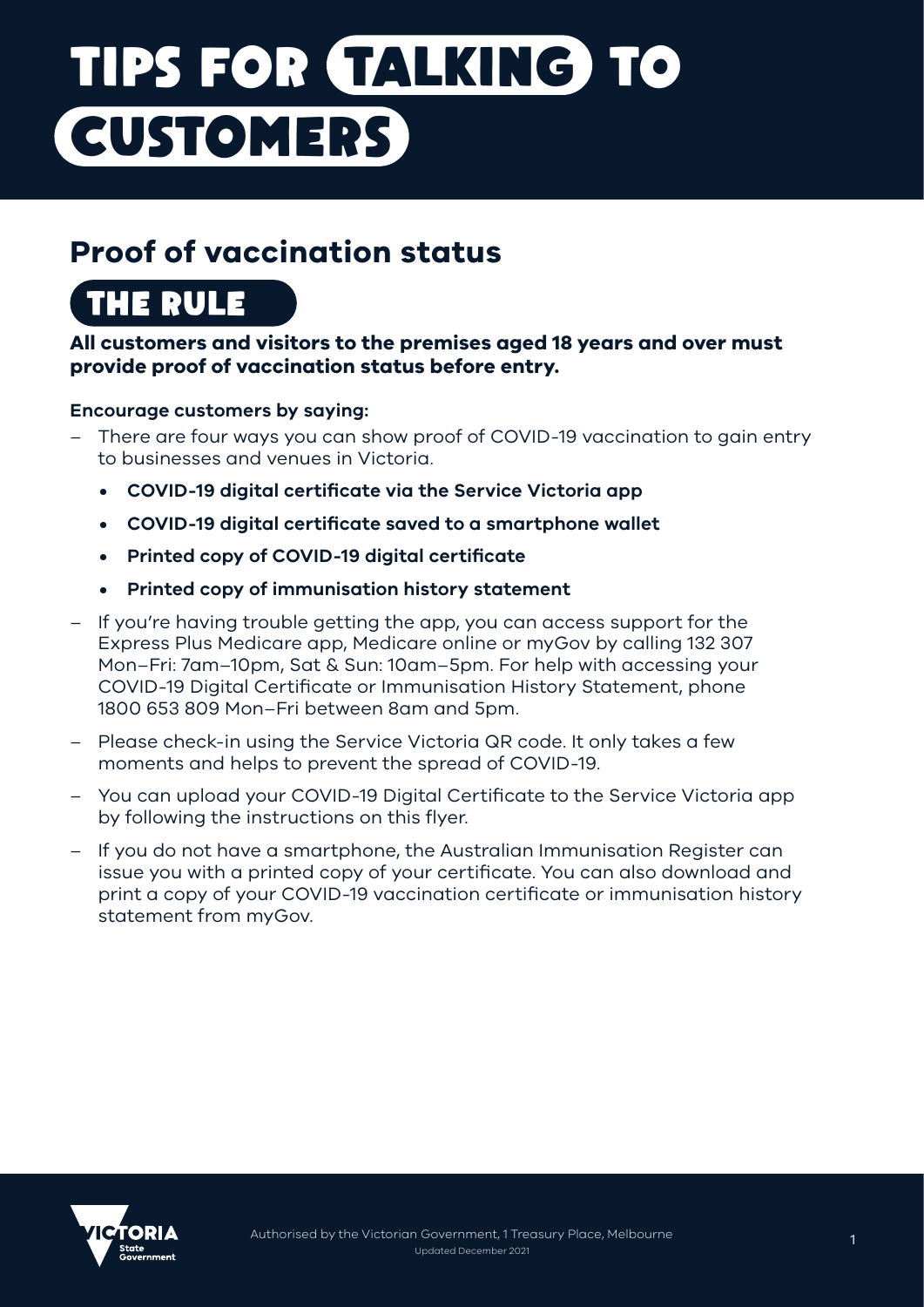# TIPS FOR TALKING TO CUSTOMERS

## Proof of vaccination status

### THE RULE

**All customers and visitors to the premises aged 18 years and over must provide proof of vaccination status before entry.**

**Encourage customers by saying:**

- There are four ways you can show proof of COVID-19 vaccination to gain entry to businesses and venues in Victoria.
  - **COVID-19 digital certificate via the Service Victoria app**
  - **COVID-19 digital certificate saved to a smartphone wallet**
  - **Printed copy of COVID-19 digital certificate**
  - **Printed copy of immunisation history statement**
- If you're having trouble getting the app, you can access support for the Express Plus Medicare app, Medicare online or myGov by calling 132 307 Mon–Fri: 7am–10pm, Sat & Sun: 10am–5pm. For help with accessing your COVID-19 Digital Certificate or Immunisation History Statement, phone 1800 653 809 Mon–Fri between 8am and 5pm.
- Please check-in using the Service Victoria QR code. It only takes a few moments and helps to prevent the spread of COVID-19.
- You can upload your COVID-19 Digital Certificate to the Service Victoria app by following the instructions on this flyer.
- If you do not have a smartphone, the Australian Immunisation Register can issue you with a printed copy of your certificate. You can also download and print a copy of your COVID-19 vaccination certificate or immunisation history statement from myGov.

Authorised by the Victorian Government, 1 Treasury Place, Melbourne
Updated December 2021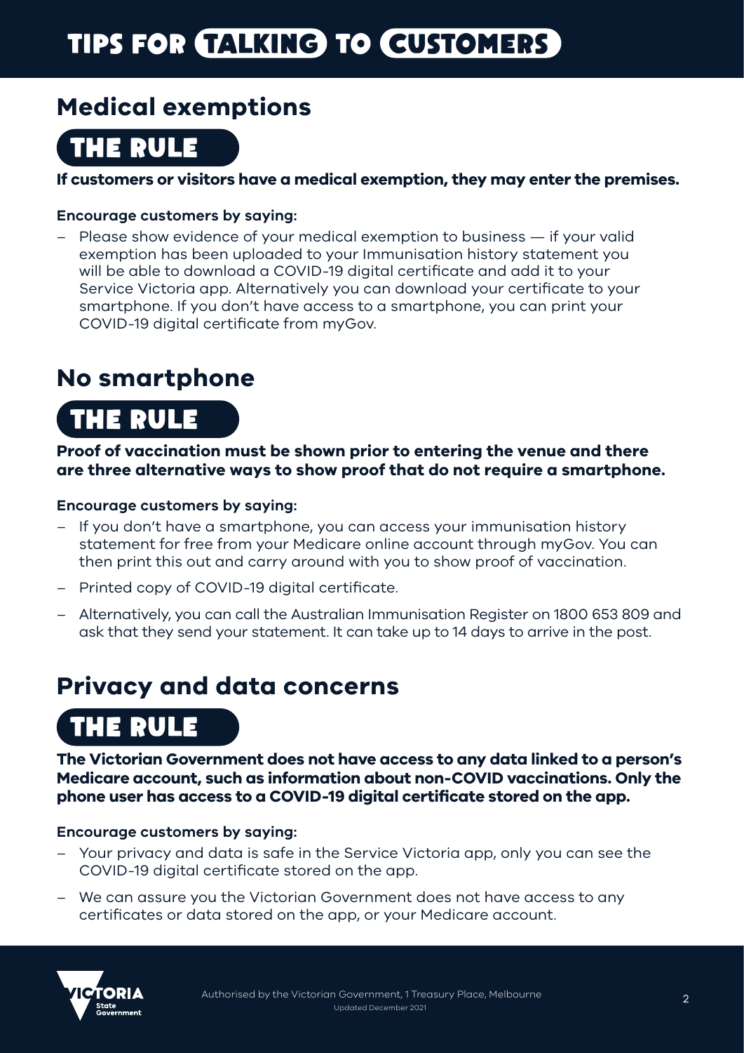# TIPS FOR TALKING TO CUSTOMERS

## Medical exemptions

### THE RULE

**If customers or visitors have a medical exemption, they may enter the premises.**

**Encourage customers by saying:**

- Please show evidence of your medical exemption to business — if your valid exemption has been uploaded to your Immunisation history statement you will be able to download a COVID-19 digital certificate and add it to your Service Victoria app. Alternatively you can download your certificate to your smartphone. If you don't have access to a smartphone, you can print your COVID-19 digital certificate from myGov.

## No smartphone

### THE RULE

**Proof of vaccination must be shown prior to entering the venue and there are three alternative ways to show proof that do not require a smartphone.**

**Encourage customers by saying:**

- If you don't have a smartphone, you can access your immunisation history statement for free from your Medicare online account through myGov. You can then print this out and carry around with you to show proof of vaccination.
- Printed copy of COVID-19 digital certificate.
- Alternatively, you can call the Australian Immunisation Register on 1800 653 809 and ask that they send your statement. It can take up to 14 days to arrive in the post.

## Privacy and data concerns

### THE RULE

**The Victorian Government does not have access to any data linked to a person's Medicare account, such as information about non-COVID vaccinations. Only the phone user has access to a COVID-19 digital certificate stored on the app.**

**Encourage customers by saying:**

- Your privacy and data is safe in the Service Victoria app, only you can see the COVID-19 digital certificate stored on the app.
- We can assure you the Victorian Government does not have access to any certificates or data stored on the app, or your Medicare account.

Authorised by the Victorian Government, 1 Treasury Place, Melbourne
Updated December 2021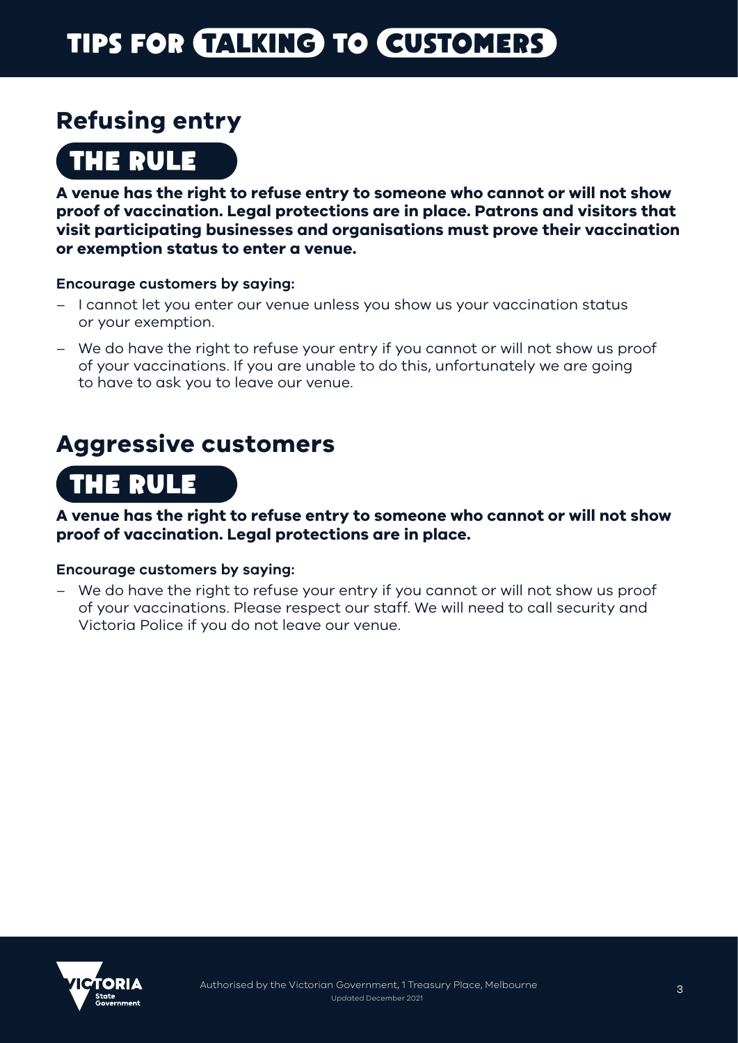# TIPS FOR TALKING TO CUSTOMERS

## Refusing entry

### THE RULE

**A venue has the right to refuse entry to someone who cannot or will not show proof of vaccination. Legal protections are in place. Patrons and visitors that visit participating businesses and organisations must prove their vaccination or exemption status to enter a venue.**

**Encourage customers by saying:**

- I cannot let you enter our venue unless you show us your vaccination status or your exemption.
- We do have the right to refuse your entry if you cannot or will not show us proof of your vaccinations. If you are unable to do this, unfortunately we are going to have to ask you to leave our venue.

## Aggressive customers

### THE RULE

**A venue has the right to refuse entry to someone who cannot or will not show proof of vaccination. Legal protections are in place.**

**Encourage customers by saying:**

- We do have the right to refuse your entry if you cannot or will not show us proof of your vaccinations. Please respect our staff. We will need to call security and Victoria Police if you do not leave our venue.

Authorised by the Victorian Government, 1 Treasury Place, Melbourne
Updated December 2021